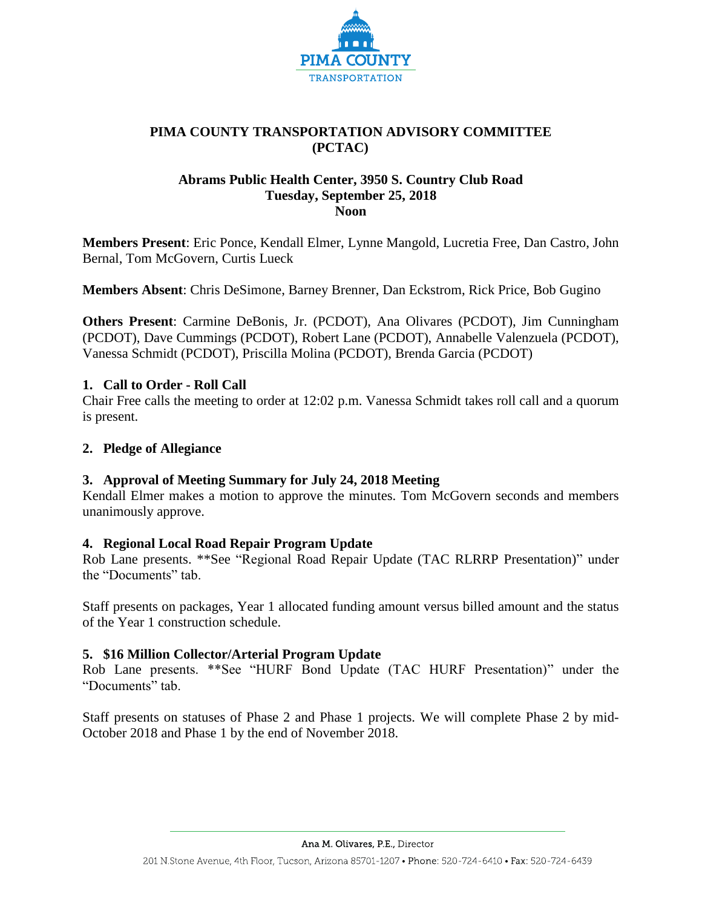PIMA COUNTY TRANSPORTATION

# PIMA COUNTY TRANSPORTATION ADVISORY COMMITTEE (PCTAC)

## Abrams Public Health Center, 3950 S. Country Club Road
## Tuesday, September 25, 2018
## Noon

**Members Present**: Eric Ponce, Kendall Elmer, Lynne Mangold, Lucretia Free, Dan Castro, John Bernal, Tom McGovern, Curtis Lueck

**Members Absent**: Chris DeSimone, Barney Brenner, Dan Eckstrom, Rick Price, Bob Gugino

**Others Present**: Carmine DeBonis, Jr. (PCDOT), Ana Olivares (PCDOT), Jim Cunningham (PCDOT), Dave Cummings (PCDOT), Robert Lane (PCDOT), Annabelle Valenzuela (PCDOT), Vanessa Schmidt (PCDOT), Priscilla Molina (PCDOT), Brenda Garcia (PCDOT)

### 1. Call to Order - Roll Call

Chair Free calls the meeting to order at 12:02 p.m. Vanessa Schmidt takes roll call and a quorum is present.

### 2. Pledge of Allegiance

### 3. Approval of Meeting Summary for July 24, 2018 Meeting

Kendall Elmer makes a motion to approve the minutes. Tom McGovern seconds and members unanimously approve.

### 4. Regional Local Road Repair Program Update

Rob Lane presents. **See "Regional Road Repair Update (TAC RLRRP Presentation)" under the "Documents" tab.

Staff presents on packages, Year 1 allocated funding amount versus billed amount and the status of the Year 1 construction schedule.

### 5. $16 Million Collector/Arterial Program Update

Rob Lane presents. **See "HURF Bond Update (TAC HURF Presentation)" under the "Documents" tab.

Staff presents on statuses of Phase 2 and Phase 1 projects. We will complete Phase 2 by mid-October 2018 and Phase 1 by the end of November 2018.

Ana M. Olivares, P.E., Director

201 N.Stone Avenue, 4th Floor, Tucson, Arizona 85701-1207 • Phone: 520-724-6410 • Fax: 520-724-6439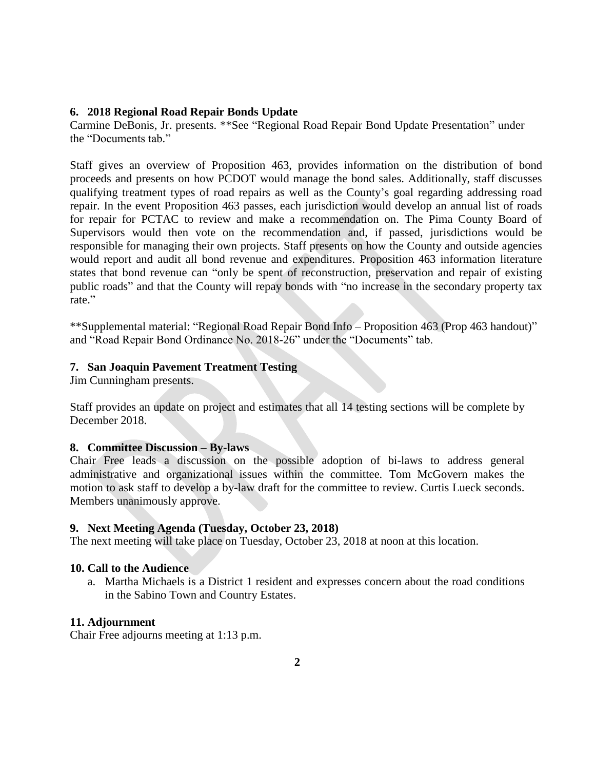### 6. 2018 Regional Road Repair Bonds Update

Carmine DeBonis, Jr. presents. **See "Regional Road Repair Bond Update Presentation" under the "Documents tab."

Staff gives an overview of Proposition 463, provides information on the distribution of bond proceeds and presents on how PCDOT would manage the bond sales. Additionally, staff discusses qualifying treatment types of road repairs as well as the County's goal regarding addressing road repair. In the event Proposition 463 passes, each jurisdiction would develop an annual list of roads for repair for PCTAC to review and make a recommendation on. The Pima County Board of Supervisors would then vote on the recommendation and, if passed, jurisdictions would be responsible for managing their own projects. Staff presents on how the County and outside agencies would report and audit all bond revenue and expenditures. Proposition 463 information literature states that bond revenue can "only be spent of reconstruction, preservation and repair of existing public roads" and that the County will repay bonds with "no increase in the secondary property tax rate."

**Supplemental material: "Regional Road Repair Bond Info – Proposition 463 (Prop 463 handout)" and "Road Repair Bond Ordinance No. 2018-26" under the "Documents" tab.

### 7. San Joaquin Pavement Treatment Testing

Jim Cunningham presents.

Staff provides an update on project and estimates that all 14 testing sections will be complete by December 2018.

### 8. Committee Discussion – By-laws

Chair Free leads a discussion on the possible adoption of bi-laws to address general administrative and organizational issues within the committee. Tom McGovern makes the motion to ask staff to develop a by-law draft for the committee to review. Curtis Lueck seconds. Members unanimously approve.

### 9. Next Meeting Agenda (Tuesday, October 23, 2018)

The next meeting will take place on Tuesday, October 23, 2018 at noon at this location.

### 10. Call to the Audience

a. Martha Michaels is a District 1 resident and expresses concern about the road conditions in the Sabino Town and Country Estates.

### 11. Adjournment

Chair Free adjourns meeting at 1:13 p.m.